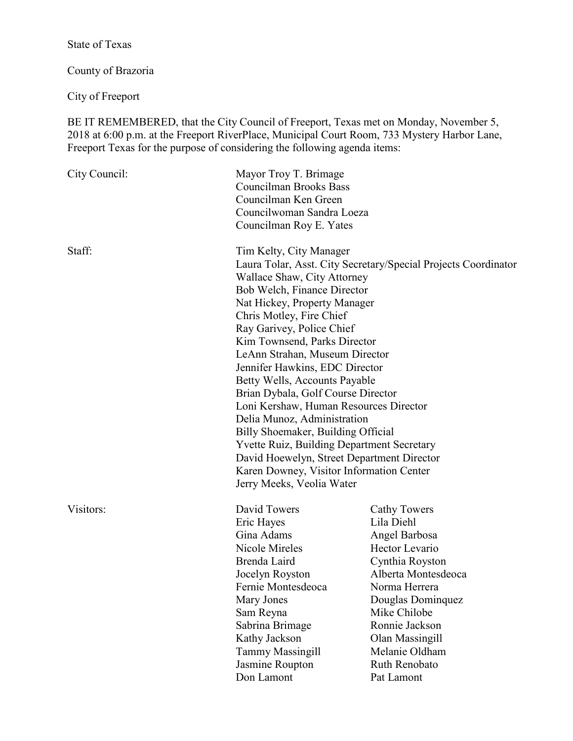State of Texas

County of Brazoria

City of Freeport

BE IT REMEMBERED, that the City Council of Freeport, Texas met on Monday, November 5, 2018 at 6:00 p.m. at the Freeport RiverPlace, Municipal Court Room, 733 Mystery Harbor Lane, Freeport Texas for the purpose of considering the following agenda items:

City Council:

- Mayor Troy T. Brimage
- Councilman Brooks Bass
- Councilman Ken Green
- Councilwoman Sandra Loeza
- Councilman Roy E. Yates

Staff:

- Tim Kelty, City Manager
- Laura Tolar, Asst. City Secretary/Special Projects Coordinator
- Wallace Shaw, City Attorney
- Bob Welch, Finance Director
- Nat Hickey, Property Manager
- Chris Motley, Fire Chief
- Ray Garivey, Police Chief
- Kim Townsend, Parks Director
- LeAnn Strahan, Museum Director
- Jennifer Hawkins, EDC Director
- Betty Wells, Accounts Payable
- Brian Dybala, Golf Course Director
- Loni Kershaw, Human Resources Director
- Delia Munoz, Administration
- Billy Shoemaker, Building Official
- Yvette Ruiz, Building Department Secretary
- David Hoewelyn, Street Department Director
- Karen Downey, Visitor Information Center
- Jerry Meeks, Veolia Water

Visitors:

| | |
|---|---|
| David Towers | Cathy Towers |
| Eric Hayes | Lila Diehl |
| Gina Adams | Angel Barbosa |
| Nicole Mireles | Hector Levario |
| Brenda Laird | Cynthia Royston |
| Jocelyn Royston | Alberta Montesdeoca |
| Fernie Montesdeoca | Norma Herrera |
| Mary Jones | Douglas Dominquez |
| Sam Reyna | Mike Chilobe |
| Sabrina Brimage | Ronnie Jackson |
| Kathy Jackson | Olan Massingill |
| Tammy Massingill | Melanie Oldham |
| Jasmine Roupton | Ruth Renobato |
| Don Lamont | Pat Lamont |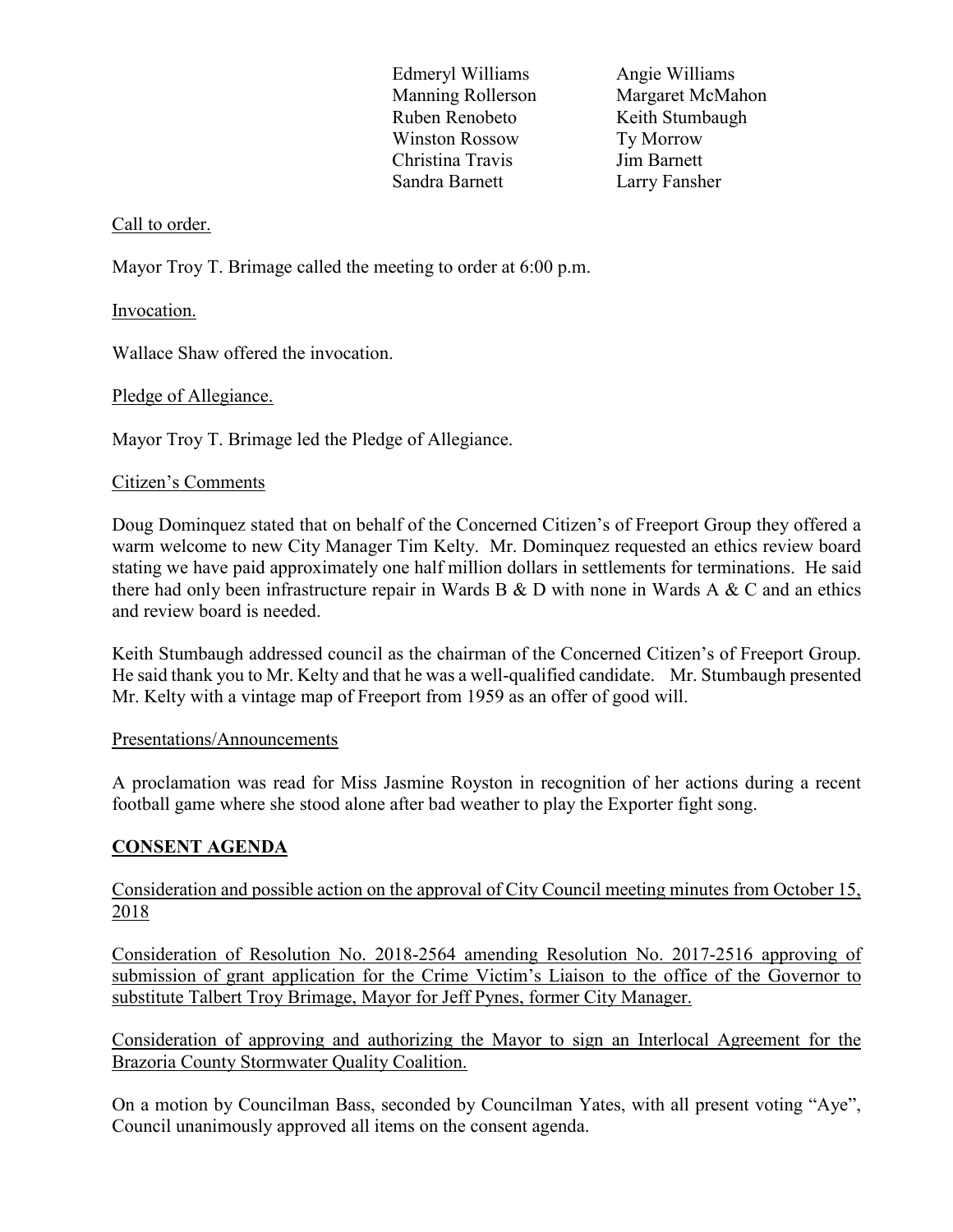| | |
|---|---|
| Edmeryl Williams | Angie Williams |
| Manning Rollerson | Margaret McMahon |
| Ruben Renobeto | Keith Stumbaugh |
| Winston Rossow | Ty Morrow |
| Christina Travis | Jim Barnett |
| Sandra Barnett | Larry Fansher |

Call to order.

Mayor Troy T. Brimage called the meeting to order at 6:00 p.m.

Invocation.

Wallace Shaw offered the invocation.

Pledge of Allegiance.

Mayor Troy T. Brimage led the Pledge of Allegiance.

Citizen's Comments

Doug Dominquez stated that on behalf of the Concerned Citizen's of Freeport Group they offered a warm welcome to new City Manager Tim Kelty. Mr. Dominquez requested an ethics review board stating we have paid approximately one half million dollars in settlements for terminations. He said there had only been infrastructure repair in Wards B & D with none in Wards A & C and an ethics and review board is needed.

Keith Stumbaugh addressed council as the chairman of the Concerned Citizen's of Freeport Group. He said thank you to Mr. Kelty and that he was a well-qualified candidate. Mr. Stumbaugh presented Mr. Kelty with a vintage map of Freeport from 1959 as an offer of good will.

Presentations/Announcements

A proclamation was read for Miss Jasmine Royston in recognition of her actions during a recent football game where she stood alone after bad weather to play the Exporter fight song.

**CONSENT AGENDA**

Consideration and possible action on the approval of City Council meeting minutes from October 15, 2018

Consideration of Resolution No. 2018-2564 amending Resolution No. 2017-2516 approving of submission of grant application for the Crime Victim's Liaison to the office of the Governor to substitute Talbert Troy Brimage, Mayor for Jeff Pynes, former City Manager.

Consideration of approving and authorizing the Mayor to sign an Interlocal Agreement for the Brazoria County Stormwater Quality Coalition.

On a motion by Councilman Bass, seconded by Councilman Yates, with all present voting "Aye", Council unanimously approved all items on the consent agenda.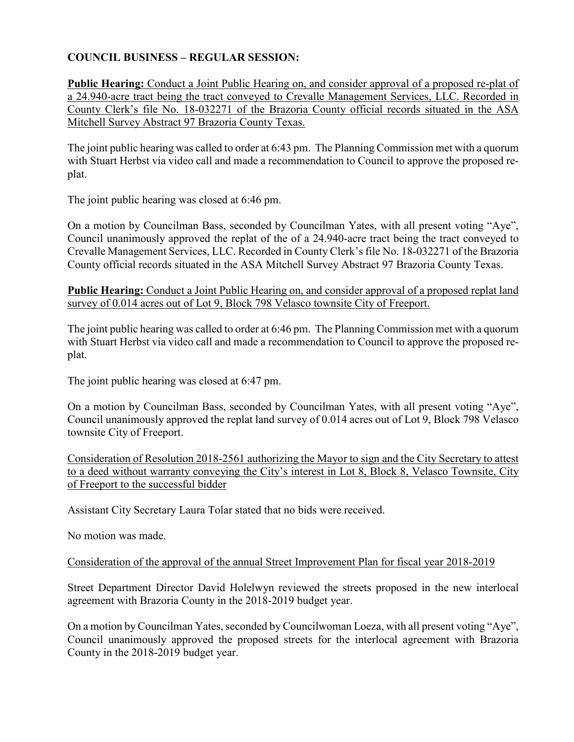**COUNCIL BUSINESS – REGULAR SESSION:**

**Public Hearing:** Conduct a Joint Public Hearing on, and consider approval of a proposed re-plat of a 24.940-acre tract being the tract conveyed to Crevalle Management Services, LLC. Recorded in County Clerk's file No. 18-032271 of the Brazoria County official records situated in the ASA Mitchell Survey Abstract 97 Brazoria County Texas.

The joint public hearing was called to order at 6:43 pm. The Planning Commission met with a quorum with Stuart Herbst via video call and made a recommendation to Council to approve the proposed re-plat.

The joint public hearing was closed at 6:46 pm.

On a motion by Councilman Bass, seconded by Councilman Yates, with all present voting "Aye", Council unanimously approved the replat of the of a 24.940-acre tract being the tract conveyed to Crevalle Management Services, LLC. Recorded in County Clerk's file No. 18-032271 of the Brazoria County official records situated in the ASA Mitchell Survey Abstract 97 Brazoria County Texas.

**Public Hearing:** Conduct a Joint Public Hearing on, and consider approval of a proposed replat land survey of 0.014 acres out of Lot 9, Block 798 Velasco townsite City of Freeport.

The joint public hearing was called to order at 6:46 pm. The Planning Commission met with a quorum with Stuart Herbst via video call and made a recommendation to Council to approve the proposed re-plat.

The joint public hearing was closed at 6:47 pm.

On a motion by Councilman Bass, seconded by Councilman Yates, with all present voting "Aye", Council unanimously approved the replat land survey of 0.014 acres out of Lot 9, Block 798 Velasco townsite City of Freeport.

Consideration of Resolution 2018-2561 authorizing the Mayor to sign and the City Secretary to attest to a deed without warranty conveying the City's interest in Lot 8, Block 8, Velasco Townsite, City of Freeport to the successful bidder

Assistant City Secretary Laura Tolar stated that no bids were received.

No motion was made.

Consideration of the approval of the annual Street Improvement Plan for fiscal year 2018-2019

Street Department Director David Holelwyn reviewed the streets proposed in the new interlocal agreement with Brazoria County in the 2018-2019 budget year.

On a motion by Councilman Yates, seconded by Councilwoman Loeza, with all present voting "Aye", Council unanimously approved the proposed streets for the interlocal agreement with Brazoria County in the 2018-2019 budget year.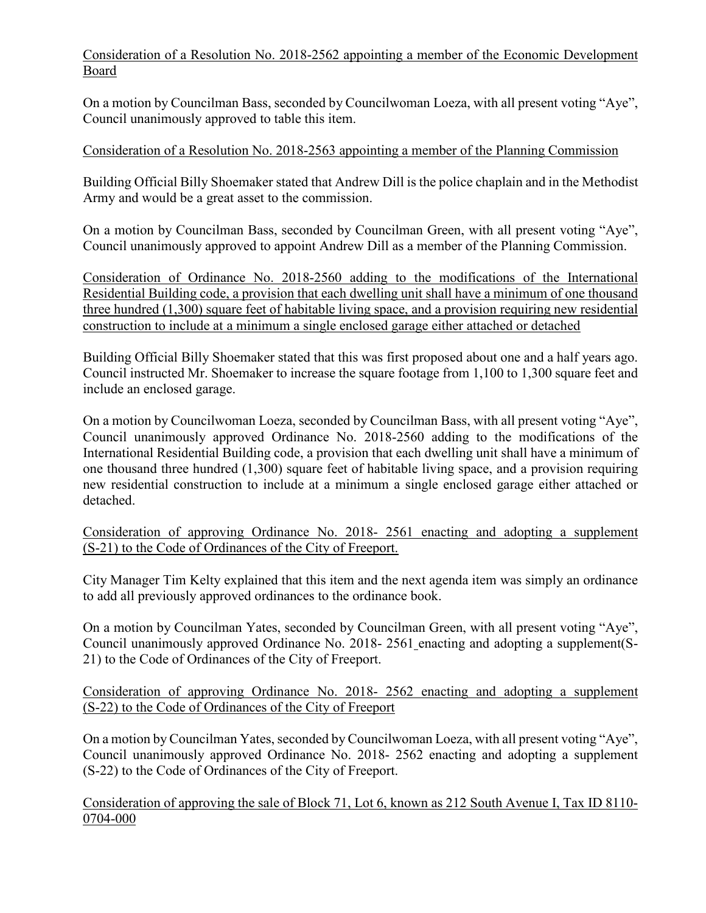Consideration of a Resolution No. 2018-2562 appointing a member of the Economic Development Board

On a motion by Councilman Bass, seconded by Councilwoman Loeza, with all present voting "Aye", Council unanimously approved to table this item.

Consideration of a Resolution No. 2018-2563 appointing a member of the Planning Commission

Building Official Billy Shoemaker stated that Andrew Dill is the police chaplain and in the Methodist Army and would be a great asset to the commission.

On a motion by Councilman Bass, seconded by Councilman Green, with all present voting "Aye", Council unanimously approved to appoint Andrew Dill as a member of the Planning Commission.

Consideration of Ordinance No. 2018-2560 adding to the modifications of the International Residential Building code, a provision that each dwelling unit shall have a minimum of one thousand three hundred (1,300) square feet of habitable living space, and a provision requiring new residential construction to include at a minimum a single enclosed garage either attached or detached

Building Official Billy Shoemaker stated that this was first proposed about one and a half years ago. Council instructed Mr. Shoemaker to increase the square footage from 1,100 to 1,300 square feet and include an enclosed garage.

On a motion by Councilwoman Loeza, seconded by Councilman Bass, with all present voting "Aye", Council unanimously approved Ordinance No. 2018-2560 adding to the modifications of the International Residential Building code, a provision that each dwelling unit shall have a minimum of one thousand three hundred (1,300) square feet of habitable living space, and a provision requiring new residential construction to include at a minimum a single enclosed garage either attached or detached.

Consideration of approving Ordinance No. 2018- 2561 enacting and adopting a supplement (S-21) to the Code of Ordinances of the City of Freeport.

City Manager Tim Kelty explained that this item and the next agenda item was simply an ordinance to add all previously approved ordinances to the ordinance book.

On a motion by Councilman Yates, seconded by Councilman Green, with all present voting "Aye", Council unanimously approved Ordinance No. 2018- 2561 enacting and adopting a supplement(S-21) to the Code of Ordinances of the City of Freeport.

Consideration of approving Ordinance No. 2018- 2562 enacting and adopting a supplement (S-22) to the Code of Ordinances of the City of Freeport

On a motion by Councilman Yates, seconded by Councilwoman Loeza, with all present voting "Aye", Council unanimously approved Ordinance No. 2018- 2562 enacting and adopting a supplement (S-22) to the Code of Ordinances of the City of Freeport.

Consideration of approving the sale of Block 71, Lot 6, known as 212 South Avenue I, Tax ID 8110-0704-000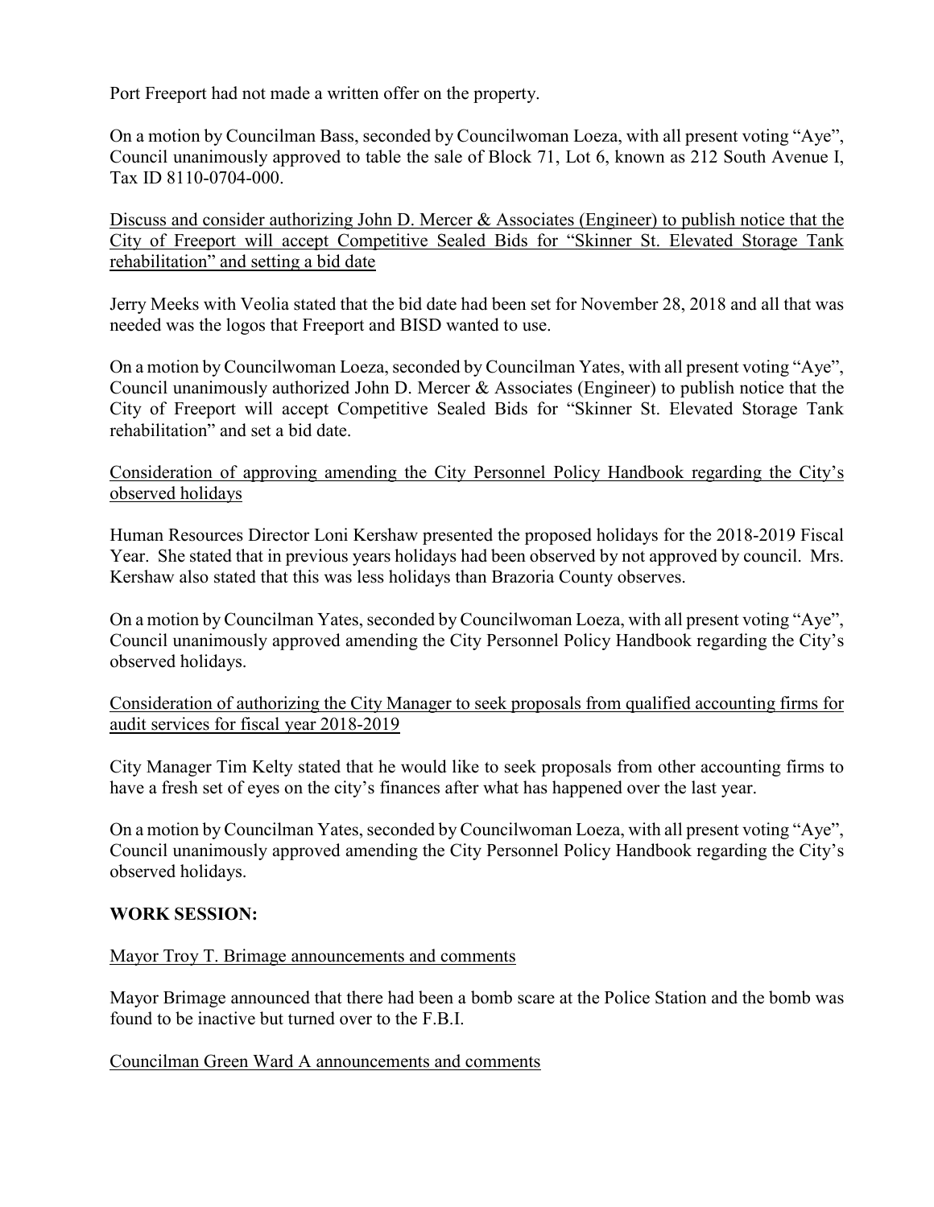Port Freeport had not made a written offer on the property.

On a motion by Councilman Bass, seconded by Councilwoman Loeza, with all present voting "Aye", Council unanimously approved to table the sale of Block 71, Lot 6, known as 212 South Avenue I, Tax ID 8110-0704-000.

<u>Discuss and consider authorizing John D. Mercer & Associates (Engineer) to publish notice that the City of Freeport will accept Competitive Sealed Bids for "Skinner St. Elevated Storage Tank rehabilitation" and setting a bid date</u>

Jerry Meeks with Veolia stated that the bid date had been set for November 28, 2018 and all that was needed was the logos that Freeport and BISD wanted to use.

On a motion by Councilwoman Loeza, seconded by Councilman Yates, with all present voting "Aye", Council unanimously authorized John D. Mercer & Associates (Engineer) to publish notice that the City of Freeport will accept Competitive Sealed Bids for "Skinner St. Elevated Storage Tank rehabilitation" and set a bid date.

<u>Consideration of approving amending the City Personnel Policy Handbook regarding the City's observed holidays</u>

Human Resources Director Loni Kershaw presented the proposed holidays for the 2018-2019 Fiscal Year. She stated that in previous years holidays had been observed by not approved by council. Mrs. Kershaw also stated that this was less holidays than Brazoria County observes.

On a motion by Councilman Yates, seconded by Councilwoman Loeza, with all present voting "Aye", Council unanimously approved amending the City Personnel Policy Handbook regarding the City's observed holidays.

<u>Consideration of authorizing the City Manager to seek proposals from qualified accounting firms for audit services for fiscal year 2018-2019</u>

City Manager Tim Kelty stated that he would like to seek proposals from other accounting firms to have a fresh set of eyes on the city's finances after what has happened over the last year.

On a motion by Councilman Yates, seconded by Councilwoman Loeza, with all present voting "Aye", Council unanimously approved amending the City Personnel Policy Handbook regarding the City's observed holidays.

**WORK SESSION:**

<u>Mayor Troy T. Brimage announcements and comments</u>

Mayor Brimage announced that there had been a bomb scare at the Police Station and the bomb was found to be inactive but turned over to the F.B.I.

<u>Councilman Green Ward A announcements and comments</u>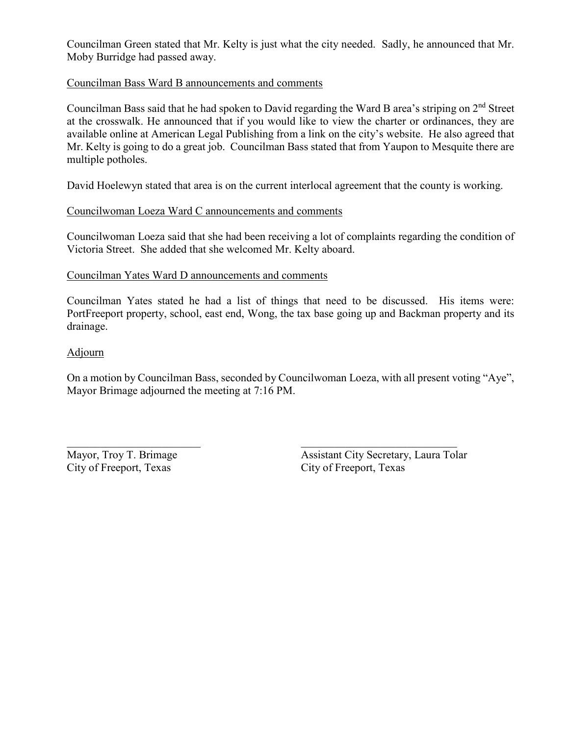Councilman Green stated that Mr. Kelty is just what the city needed. Sadly, he announced that Mr. Moby Burridge had passed away.

<u>Councilman Bass Ward B announcements and comments</u>

Councilman Bass said that he had spoken to David regarding the Ward B area's striping on 2nd Street at the crosswalk. He announced that if you would like to view the charter or ordinances, they are available online at American Legal Publishing from a link on the city's website. He also agreed that Mr. Kelty is going to do a great job. Councilman Bass stated that from Yaupon to Mesquite there are multiple potholes.

David Hoelewyn stated that area is on the current interlocal agreement that the county is working.

<u>Councilwoman Loeza Ward C announcements and comments</u>

Councilwoman Loeza said that she had been receiving a lot of complaints regarding the condition of Victoria Street. She added that she welcomed Mr. Kelty aboard.

<u>Councilman Yates Ward D announcements and comments</u>

Councilman Yates stated he had a list of things that need to be discussed. His items were: PortFreeport property, school, east end, Wong, the tax base going up and Backman property and its drainage.

<u>Adjourn</u>

On a motion by Councilman Bass, seconded by Councilwoman Loeza, with all present voting "Aye", Mayor Brimage adjourned the meeting at 7:16 PM.

\_\_\_\_\_\_\_\_\_\_\_\_\_\_\_\_\_\_\_\_\_\_\_\_\_
Mayor, Troy T. Brimage
City of Freeport, Texas

\_\_\_\_\_\_\_\_\_\_\_\_\_\_\_\_\_\_\_\_\_\_\_\_\_\_\_\_\_
Assistant City Secretary, Laura Tolar
City of Freeport, Texas